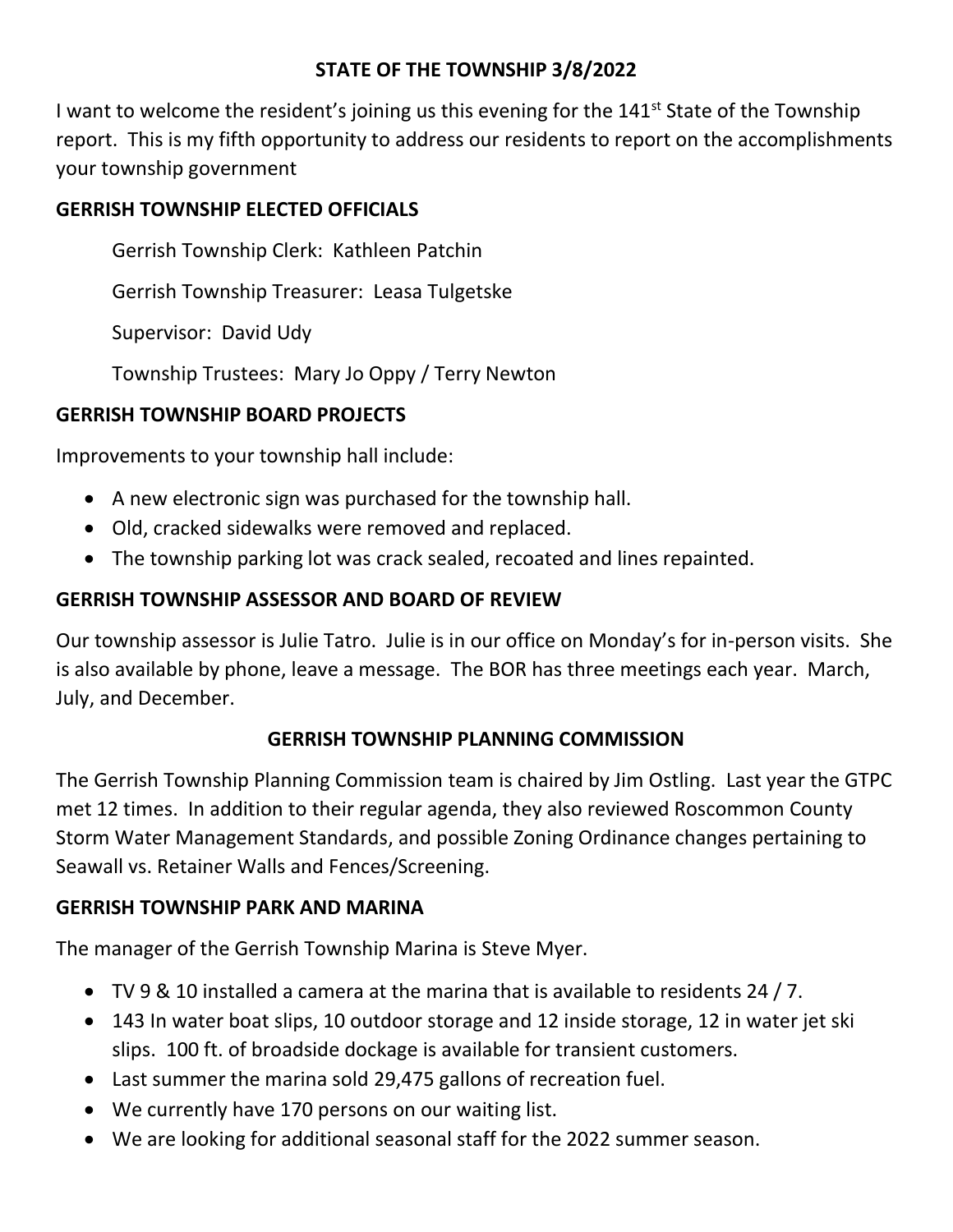# STATE OF THE TOWNSHIP 3/8/2022

I want to welcome the resident's joining us this evening for the 141st State of the Township report. This is my fifth opportunity to address our residents to report on the accomplishments your township government

## GERRISH TOWNSHIP ELECTED OFFICIALS

Gerrish Township Clerk: Kathleen Patchin

Gerrish Township Treasurer: Leasa Tulgetske

Supervisor: David Udy

Township Trustees: Mary Jo Oppy / Terry Newton

## GERRISH TOWNSHIP BOARD PROJECTS

Improvements to your township hall include:

- A new electronic sign was purchased for the township hall.
- Old, cracked sidewalks were removed and replaced.
- The township parking lot was crack sealed, recoated and lines repainted.

## GERRISH TOWNSHIP ASSESSOR AND BOARD OF REVIEW

Our township assessor is Julie Tatro. Julie is in our office on Monday's for in-person visits. She is also available by phone, leave a message. The BOR has three meetings each year. March, July, and December.

## GERRISH TOWNSHIP PLANNING COMMISSION

The Gerrish Township Planning Commission team is chaired by Jim Ostling. Last year the GTPC met 12 times. In addition to their regular agenda, they also reviewed Roscommon County Storm Water Management Standards, and possible Zoning Ordinance changes pertaining to Seawall vs. Retainer Walls and Fences/Screening.

## GERRISH TOWNSHIP PARK AND MARINA

The manager of the Gerrish Township Marina is Steve Myer.

- TV 9 & 10 installed a camera at the marina that is available to residents 24 / 7.
- 143 In water boat slips, 10 outdoor storage and 12 inside storage, 12 in water jet ski slips. 100 ft. of broadside dockage is available for transient customers.
- Last summer the marina sold 29,475 gallons of recreation fuel.
- We currently have 170 persons on our waiting list.
- We are looking for additional seasonal staff for the 2022 summer season.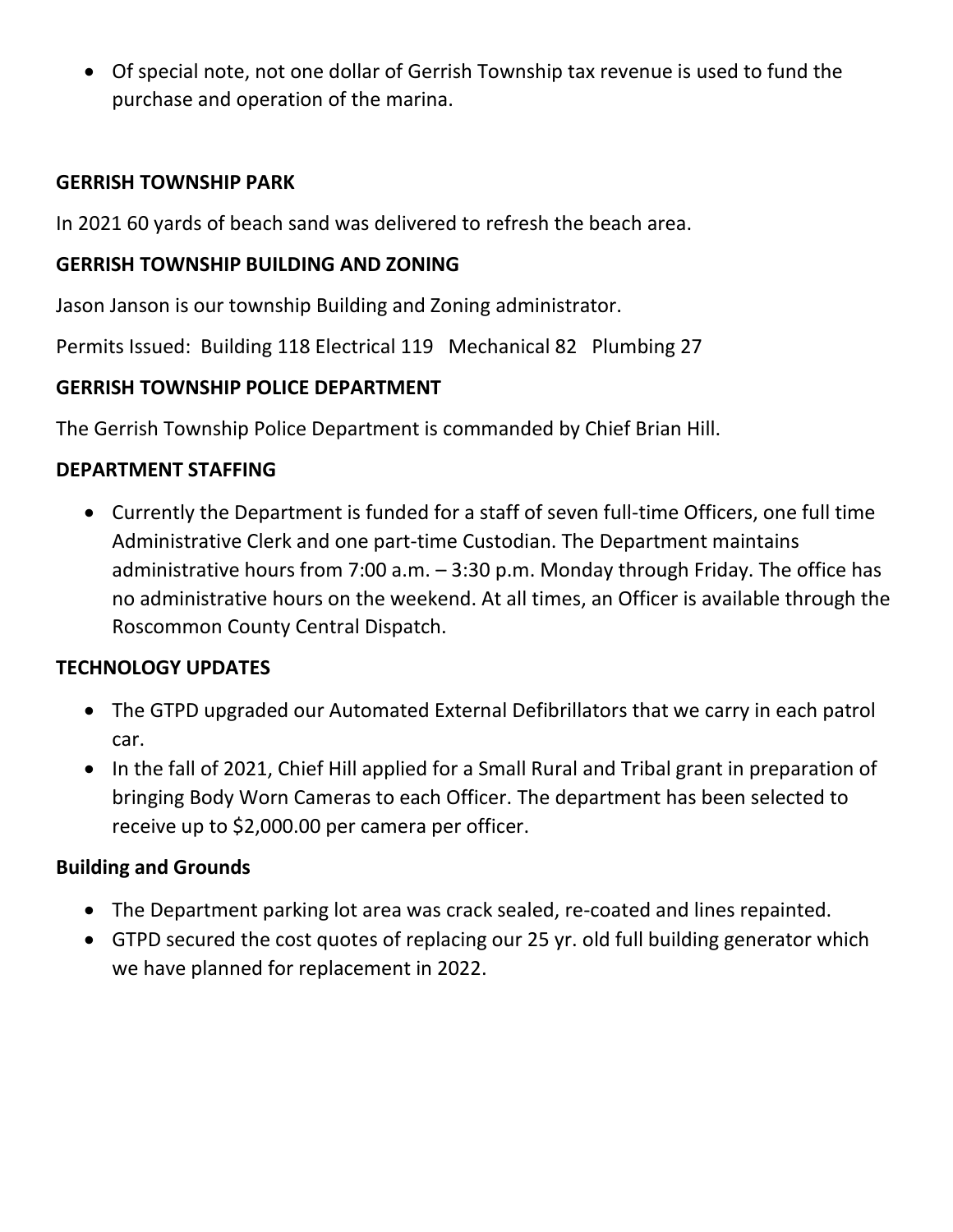- Of special note, not one dollar of Gerrish Township tax revenue is used to fund the purchase and operation of the marina.

**GERRISH TOWNSHIP PARK**

In 2021 60 yards of beach sand was delivered to refresh the beach area.

**GERRISH TOWNSHIP BUILDING AND ZONING**

Jason Janson is our township Building and Zoning administrator.

Permits Issued: Building 118 Electrical 119 Mechanical 82 Plumbing 27

**GERRISH TOWNSHIP POLICE DEPARTMENT**

The Gerrish Township Police Department is commanded by Chief Brian Hill.

**DEPARTMENT STAFFING**

- Currently the Department is funded for a staff of seven full-time Officers, one full time Administrative Clerk and one part-time Custodian. The Department maintains administrative hours from 7:00 a.m. – 3:30 p.m. Monday through Friday. The office has no administrative hours on the weekend. At all times, an Officer is available through the Roscommon County Central Dispatch.

**TECHNOLOGY UPDATES**

- The GTPD upgraded our Automated External Defibrillators that we carry in each patrol car.
- In the fall of 2021, Chief Hill applied for a Small Rural and Tribal grant in preparation of bringing Body Worn Cameras to each Officer. The department has been selected to receive up to $2,000.00 per camera per officer.

**Building and Grounds**

- The Department parking lot area was crack sealed, re-coated and lines repainted.
- GTPD secured the cost quotes of replacing our 25 yr. old full building generator which we have planned for replacement in 2022.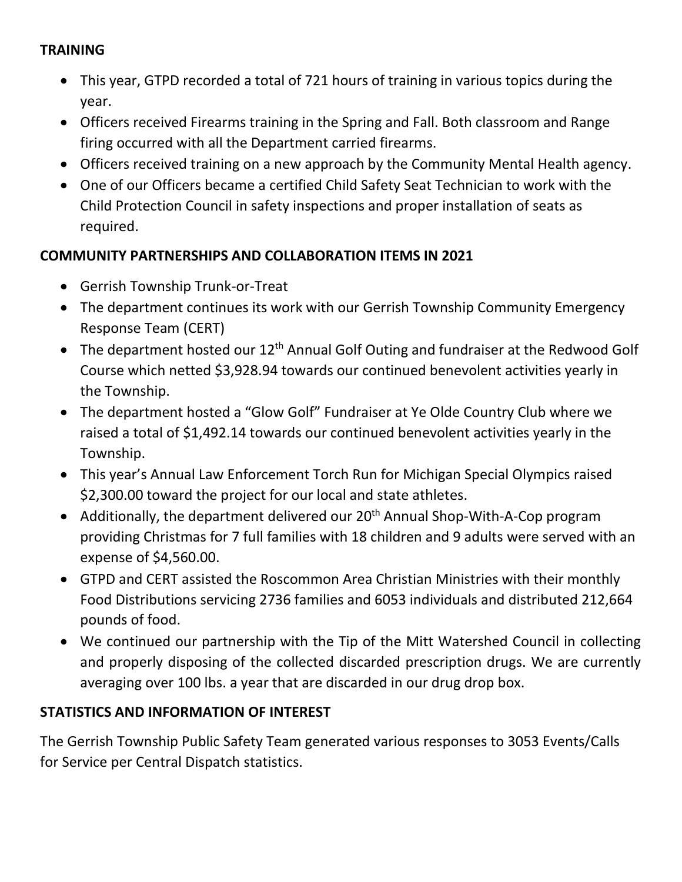**TRAINING**

- This year, GTPD recorded a total of 721 hours of training in various topics during the year.
- Officers received Firearms training in the Spring and Fall. Both classroom and Range firing occurred with all the Department carried firearms.
- Officers received training on a new approach by the Community Mental Health agency.
- One of our Officers became a certified Child Safety Seat Technician to work with the Child Protection Council in safety inspections and proper installation of seats as required.

**COMMUNITY PARTNERSHIPS AND COLLABORATION ITEMS IN 2021**

- Gerrish Township Trunk-or-Treat
- The department continues its work with our Gerrish Township Community Emergency Response Team (CERT)
- The department hosted our 12th Annual Golf Outing and fundraiser at the Redwood Golf Course which netted $3,928.94 towards our continued benevolent activities yearly in the Township.
- The department hosted a "Glow Golf" Fundraiser at Ye Olde Country Club where we raised a total of $1,492.14 towards our continued benevolent activities yearly in the Township.
- This year's Annual Law Enforcement Torch Run for Michigan Special Olympics raised $2,300.00 toward the project for our local and state athletes.
- Additionally, the department delivered our 20th Annual Shop-With-A-Cop program providing Christmas for 7 full families with 18 children and 9 adults were served with an expense of $4,560.00.
- GTPD and CERT assisted the Roscommon Area Christian Ministries with their monthly Food Distributions servicing 2736 families and 6053 individuals and distributed 212,664 pounds of food.
- We continued our partnership with the Tip of the Mitt Watershed Council in collecting and properly disposing of the collected discarded prescription drugs. We are currently averaging over 100 lbs. a year that are discarded in our drug drop box.

**STATISTICS AND INFORMATION OF INTEREST**

The Gerrish Township Public Safety Team generated various responses to 3053 Events/Calls for Service per Central Dispatch statistics.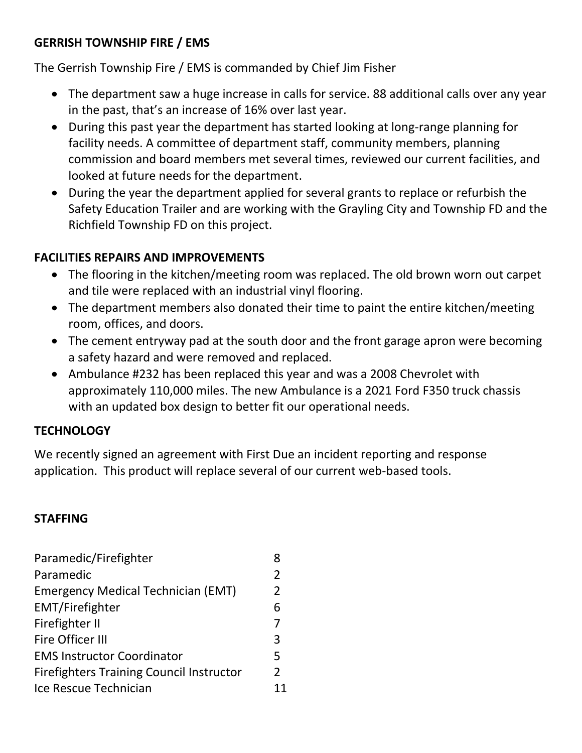**GERRISH TOWNSHIP FIRE / EMS**

The Gerrish Township Fire / EMS is commanded by Chief Jim Fisher

- The department saw a huge increase in calls for service. 88 additional calls over any year in the past, that's an increase of 16% over last year.
- During this past year the department has started looking at long-range planning for facility needs. A committee of department staff, community members, planning commission and board members met several times, reviewed our current facilities, and looked at future needs for the department.
- During the year the department applied for several grants to replace or refurbish the Safety Education Trailer and are working with the Grayling City and Township FD and the Richfield Township FD on this project.

**FACILITIES REPAIRS AND IMPROVEMENTS**

- The flooring in the kitchen/meeting room was replaced. The old brown worn out carpet and tile were replaced with an industrial vinyl flooring.
- The department members also donated their time to paint the entire kitchen/meeting room, offices, and doors.
- The cement entryway pad at the south door and the front garage apron were becoming a safety hazard and were removed and replaced.
- Ambulance #232 has been replaced this year and was a 2008 Chevrolet with approximately 110,000 miles. The new Ambulance is a 2021 Ford F350 truck chassis with an updated box design to better fit our operational needs.

**TECHNOLOGY**

We recently signed an agreement with First Due an incident reporting and response application. This product will replace several of our current web-based tools.

**STAFFING**

| | |
|---|---|
| Paramedic/Firefighter | 8 |
| Paramedic | 2 |
| Emergency Medical Technician (EMT) | 2 |
| EMT/Firefighter | 6 |
| Firefighter II | 7 |
| Fire Officer III | 3 |
| EMS Instructor Coordinator | 5 |
| Firefighters Training Council Instructor | 2 |
| Ice Rescue Technician | 11 |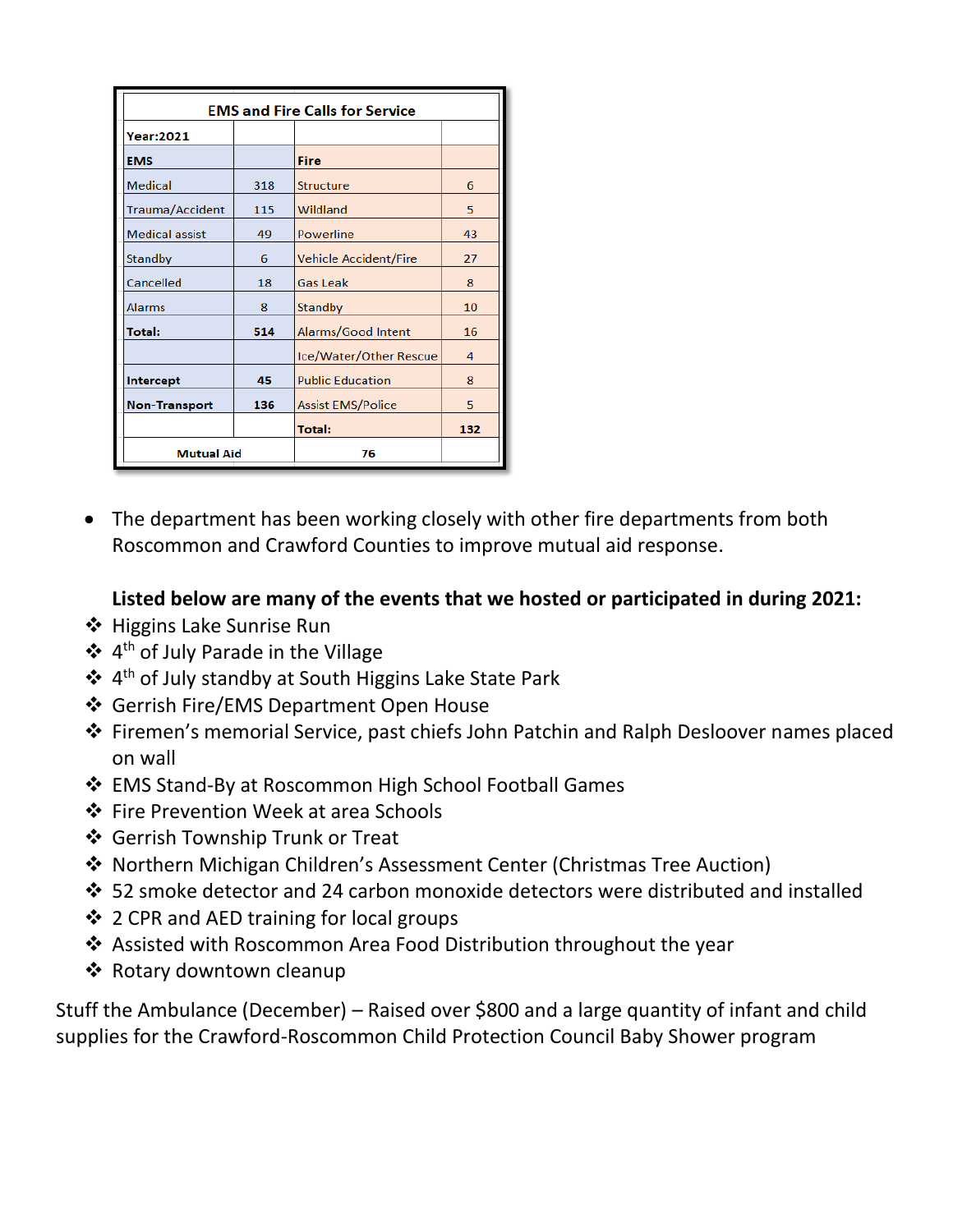| EMS and Fire Calls for Service | | | |
|---|---|---|---|
| **Year:2021** | | | |
| **EMS** | | **Fire** | |
| Medical | 318 | Structure | 6 |
| Trauma/Accident | 115 | Wildland | 5 |
| Medical assist | 49 | Powerline | 43 |
| Standby | 6 | Vehicle Accident/Fire | 27 |
| Cancelled | 18 | Gas Leak | 8 |
| Alarms | 8 | Standby | 10 |
| **Total:** | **514** | Alarms/Good Intent | 16 |
| | | Ice/Water/Other Rescue | 4 |
| **Intercept** | **45** | Public Education | 8 |
| **Non-Transport** | **136** | Assist EMS/Police | 5 |
| | | **Total:** | **132** |
| **Mutual Aid** | | **76** | |

- The department has been working closely with other fire departments from both Roscommon and Crawford Counties to improve mutual aid response.

**Listed below are many of the events that we hosted or participated in during 2021:**

- Higgins Lake Sunrise Run
- 4th of July Parade in the Village
- 4th of July standby at South Higgins Lake State Park
- Gerrish Fire/EMS Department Open House
- Firemen's memorial Service, past chiefs John Patchin and Ralph Desloover names placed on wall
- EMS Stand-By at Roscommon High School Football Games
- Fire Prevention Week at area Schools
- Gerrish Township Trunk or Treat
- Northern Michigan Children's Assessment Center (Christmas Tree Auction)
- 52 smoke detector and 24 carbon monoxide detectors were distributed and installed
- 2 CPR and AED training for local groups
- Assisted with Roscommon Area Food Distribution throughout the year
- Rotary downtown cleanup

Stuff the Ambulance (December) – Raised over $800 and a large quantity of infant and child supplies for the Crawford-Roscommon Child Protection Council Baby Shower program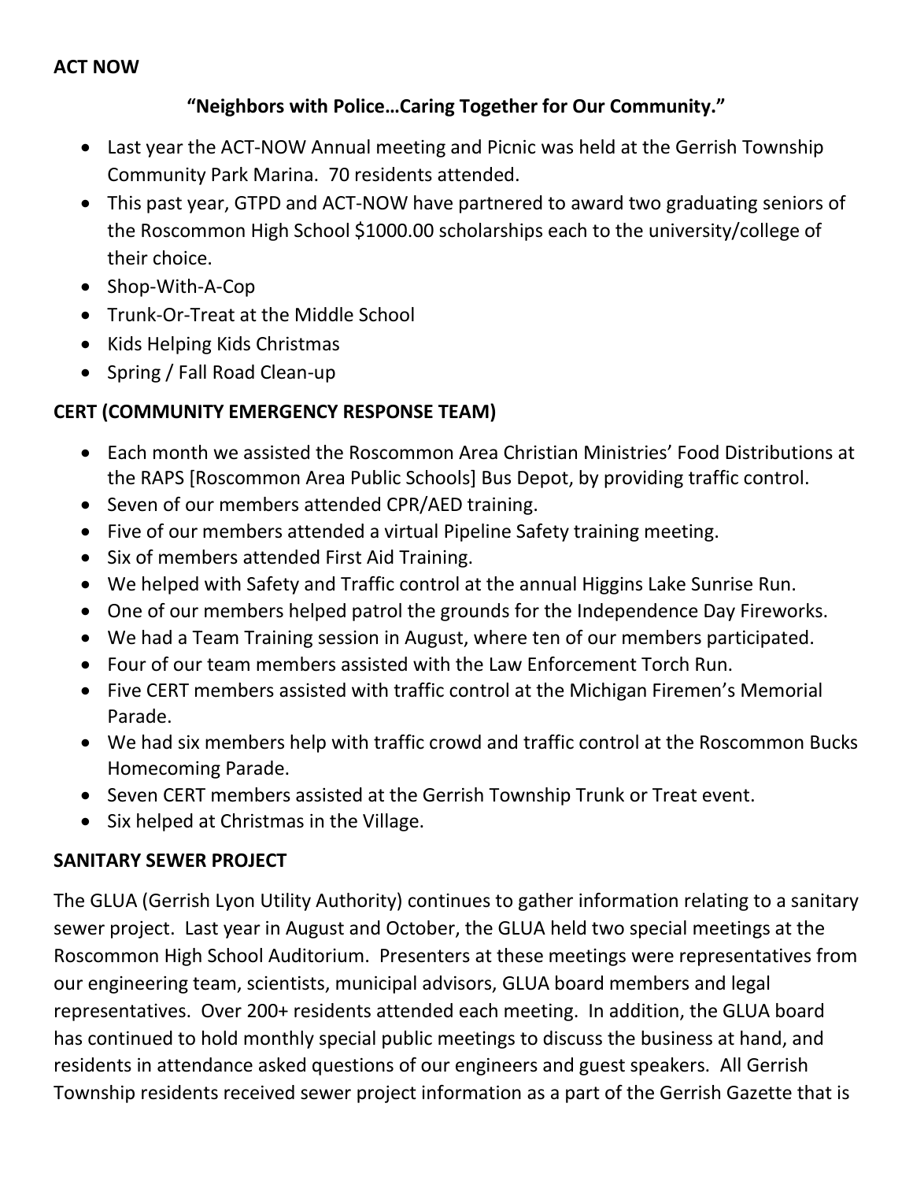**ACT NOW**

**"Neighbors with Police…Caring Together for Our Community."**

- Last year the ACT-NOW Annual meeting and Picnic was held at the Gerrish Township Community Park Marina. 70 residents attended.
- This past year, GTPD and ACT-NOW have partnered to award two graduating seniors of the Roscommon High School $1000.00 scholarships each to the university/college of their choice.
- Shop-With-A-Cop
- Trunk-Or-Treat at the Middle School
- Kids Helping Kids Christmas
- Spring / Fall Road Clean-up

**CERT (COMMUNITY EMERGENCY RESPONSE TEAM)**

- Each month we assisted the Roscommon Area Christian Ministries' Food Distributions at the RAPS [Roscommon Area Public Schools] Bus Depot, by providing traffic control.
- Seven of our members attended CPR/AED training.
- Five of our members attended a virtual Pipeline Safety training meeting.
- Six of members attended First Aid Training.
- We helped with Safety and Traffic control at the annual Higgins Lake Sunrise Run.
- One of our members helped patrol the grounds for the Independence Day Fireworks.
- We had a Team Training session in August, where ten of our members participated.
- Four of our team members assisted with the Law Enforcement Torch Run.
- Five CERT members assisted with traffic control at the Michigan Firemen's Memorial Parade.
- We had six members help with traffic crowd and traffic control at the Roscommon Bucks Homecoming Parade.
- Seven CERT members assisted at the Gerrish Township Trunk or Treat event.
- Six helped at Christmas in the Village.

**SANITARY SEWER PROJECT**

The GLUA (Gerrish Lyon Utility Authority) continues to gather information relating to a sanitary sewer project. Last year in August and October, the GLUA held two special meetings at the Roscommon High School Auditorium. Presenters at these meetings were representatives from our engineering team, scientists, municipal advisors, GLUA board members and legal representatives. Over 200+ residents attended each meeting. In addition, the GLUA board has continued to hold monthly special public meetings to discuss the business at hand, and residents in attendance asked questions of our engineers and guest speakers. All Gerrish Township residents received sewer project information as a part of the Gerrish Gazette that is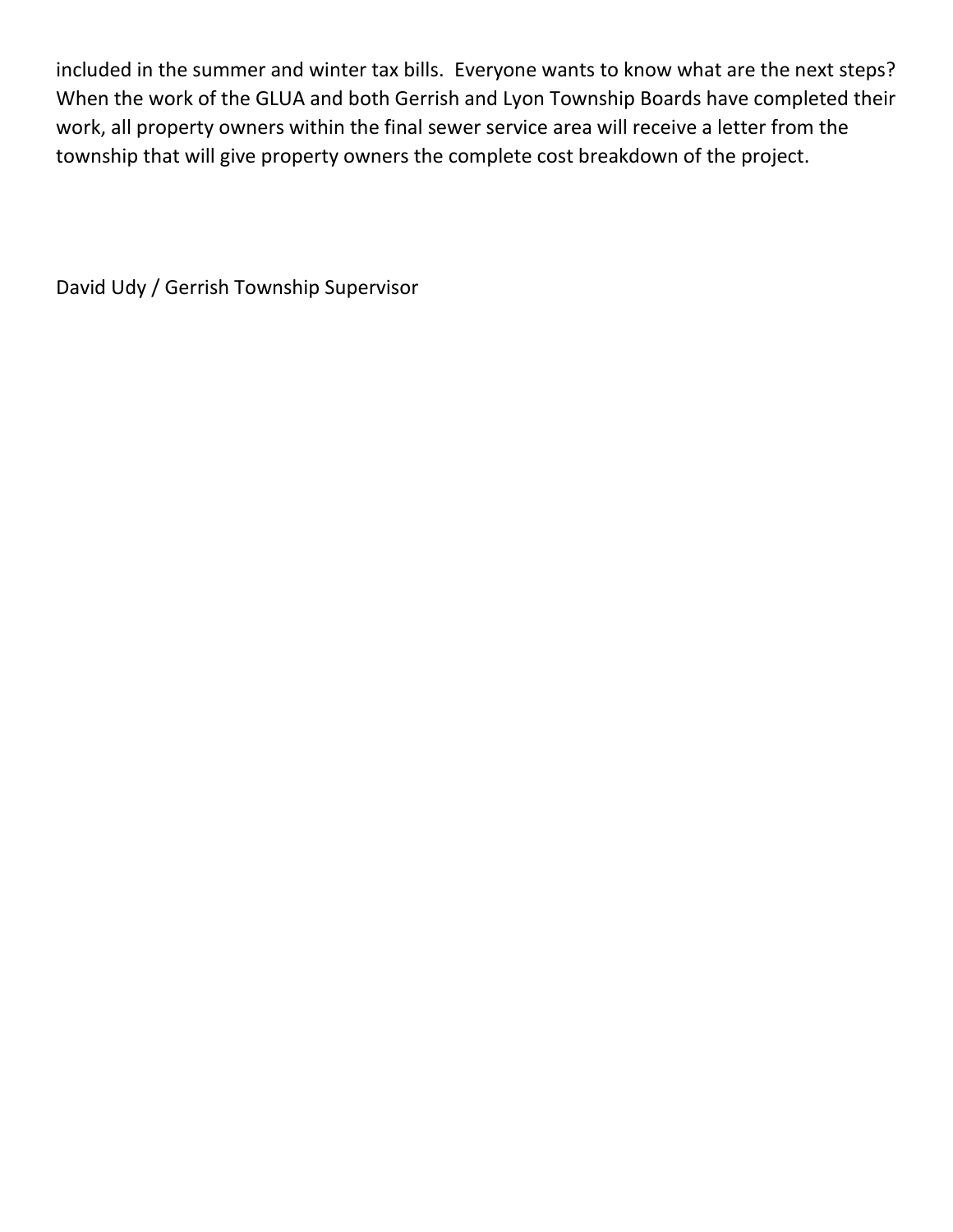included in the summer and winter tax bills.  Everyone wants to know what are the next steps? When the work of the GLUA and both Gerrish and Lyon Township Boards have completed their work, all property owners within the final sewer service area will receive a letter from the township that will give property owners the complete cost breakdown of the project.

David Udy / Gerrish Township Supervisor